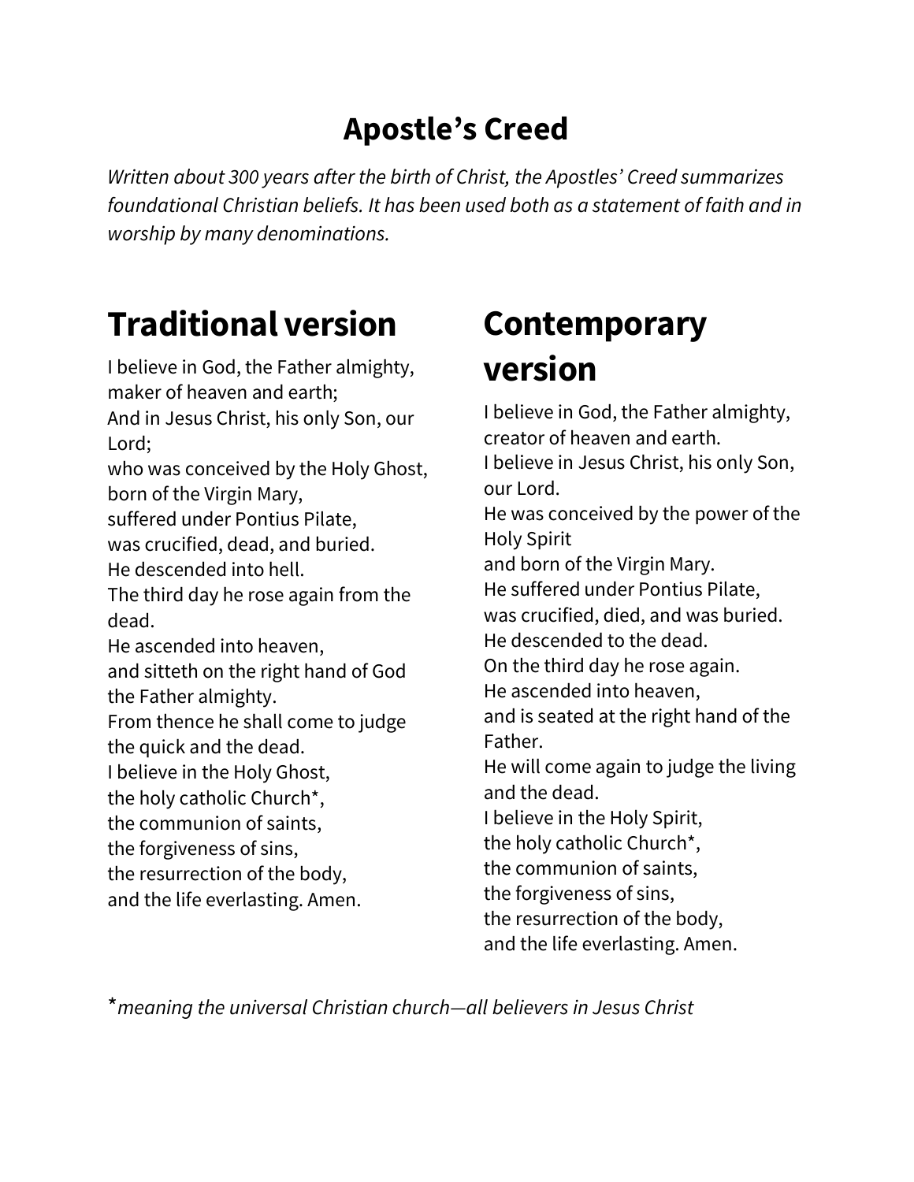# Apostle’s Creed

*Written about 300 years after the birth of Christ, the Apostles’ Creed summarizes foundational Christian beliefs. It has been used both as a statement of faith and in worship by many denominations.*

## Traditional version

I believe in God, the Father almighty,
maker of heaven and earth;
And in Jesus Christ, his only Son, our Lord;
who was conceived by the Holy Ghost,
born of the Virgin Mary,
suffered under Pontius Pilate,
was crucified, dead, and buried.
He descended into hell.
The third day he rose again from the dead.
He ascended into heaven,
and sitteth on the right hand of God the Father almighty.
From thence he shall come to judge the quick and the dead.
I believe in the Holy Ghost,
the holy catholic Church*,
the communion of saints,
the forgiveness of sins,
the resurrection of the body,
and the life everlasting. Amen.

## Contemporary version

I believe in God, the Father almighty,
creator of heaven and earth.
I believe in Jesus Christ, his only Son, our Lord.
He was conceived by the power of the Holy Spirit
and born of the Virgin Mary.
He suffered under Pontius Pilate,
was crucified, died, and was buried.
He descended to the dead.
On the third day he rose again.
He ascended into heaven,
and is seated at the right hand of the Father.
He will come again to judge the living and the dead.
I believe in the Holy Spirit,
the holy catholic Church*,
the communion of saints,
the forgiveness of sins,
the resurrection of the body,
and the life everlasting. Amen.

**meaning the universal Christian church—all believers in Jesus Christ*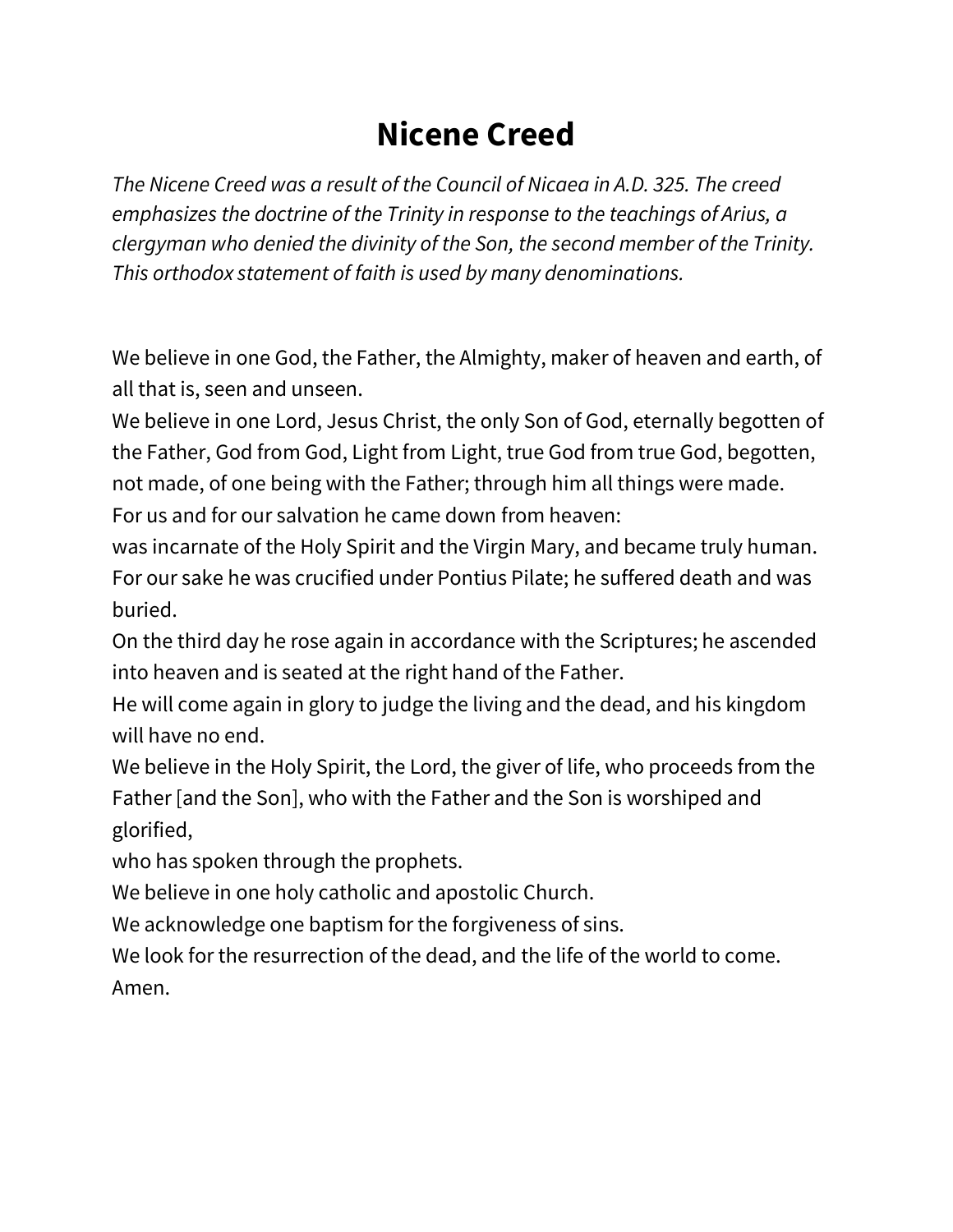# Nicene Creed

*The Nicene Creed was a result of the Council of Nicaea in A.D. 325. The creed emphasizes the doctrine of the Trinity in response to the teachings of Arius, a clergyman who denied the divinity of the Son, the second member of the Trinity. This orthodox statement of faith is used by many denominations.*

We believe in one God, the Father, the Almighty, maker of heaven and earth, of all that is, seen and unseen.
We believe in one Lord, Jesus Christ, the only Son of God, eternally begotten of the Father, God from God, Light from Light, true God from true God, begotten, not made, of one being with the Father; through him all things were made.
For us and for our salvation he came down from heaven:
was incarnate of the Holy Spirit and the Virgin Mary, and became truly human.
For our sake he was crucified under Pontius Pilate; he suffered death and was buried.
On the third day he rose again in accordance with the Scriptures; he ascended into heaven and is seated at the right hand of the Father.
He will come again in glory to judge the living and the dead, and his kingdom will have no end.
We believe in the Holy Spirit, the Lord, the giver of life, who proceeds from the Father [and the Son], who with the Father and the Son is worshiped and glorified,
who has spoken through the prophets.
We believe in one holy catholic and apostolic Church.
We acknowledge one baptism for the forgiveness of sins.
We look for the resurrection of the dead, and the life of the world to come.
Amen.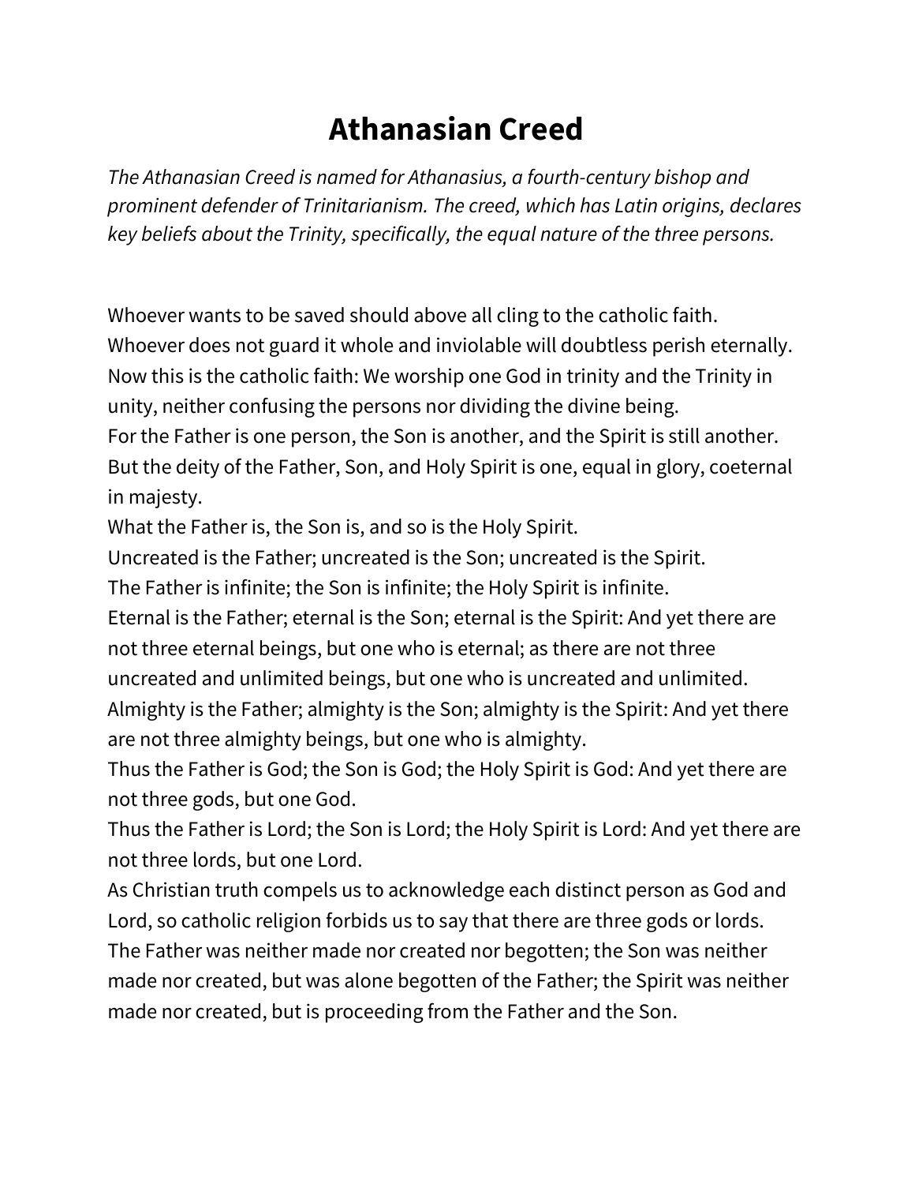# Athanasian Creed

*The Athanasian Creed is named for Athanasius, a fourth-century bishop and prominent defender of Trinitarianism. The creed, which has Latin origins, declares key beliefs about the Trinity, specifically, the equal nature of the three persons.*

Whoever wants to be saved should above all cling to the catholic faith.
Whoever does not guard it whole and inviolable will doubtless perish eternally.
Now this is the catholic faith: We worship one God in trinity and the Trinity in unity, neither confusing the persons nor dividing the divine being.
For the Father is one person, the Son is another, and the Spirit is still another.
But the deity of the Father, Son, and Holy Spirit is one, equal in glory, coeternal in majesty.
What the Father is, the Son is, and so is the Holy Spirit.
Uncreated is the Father; uncreated is the Son; uncreated is the Spirit.
The Father is infinite; the Son is infinite; the Holy Spirit is infinite.
Eternal is the Father; eternal is the Son; eternal is the Spirit: And yet there are not three eternal beings, but one who is eternal; as there are not three uncreated and unlimited beings, but one who is uncreated and unlimited.
Almighty is the Father; almighty is the Son; almighty is the Spirit: And yet there are not three almighty beings, but one who is almighty.
Thus the Father is God; the Son is God; the Holy Spirit is God: And yet there are not three gods, but one God.
Thus the Father is Lord; the Son is Lord; the Holy Spirit is Lord: And yet there are not three lords, but one Lord.
As Christian truth compels us to acknowledge each distinct person as God and Lord, so catholic religion forbids us to say that there are three gods or lords.
The Father was neither made nor created nor begotten; the Son was neither made nor created, but was alone begotten of the Father; the Spirit was neither made nor created, but is proceeding from the Father and the Son.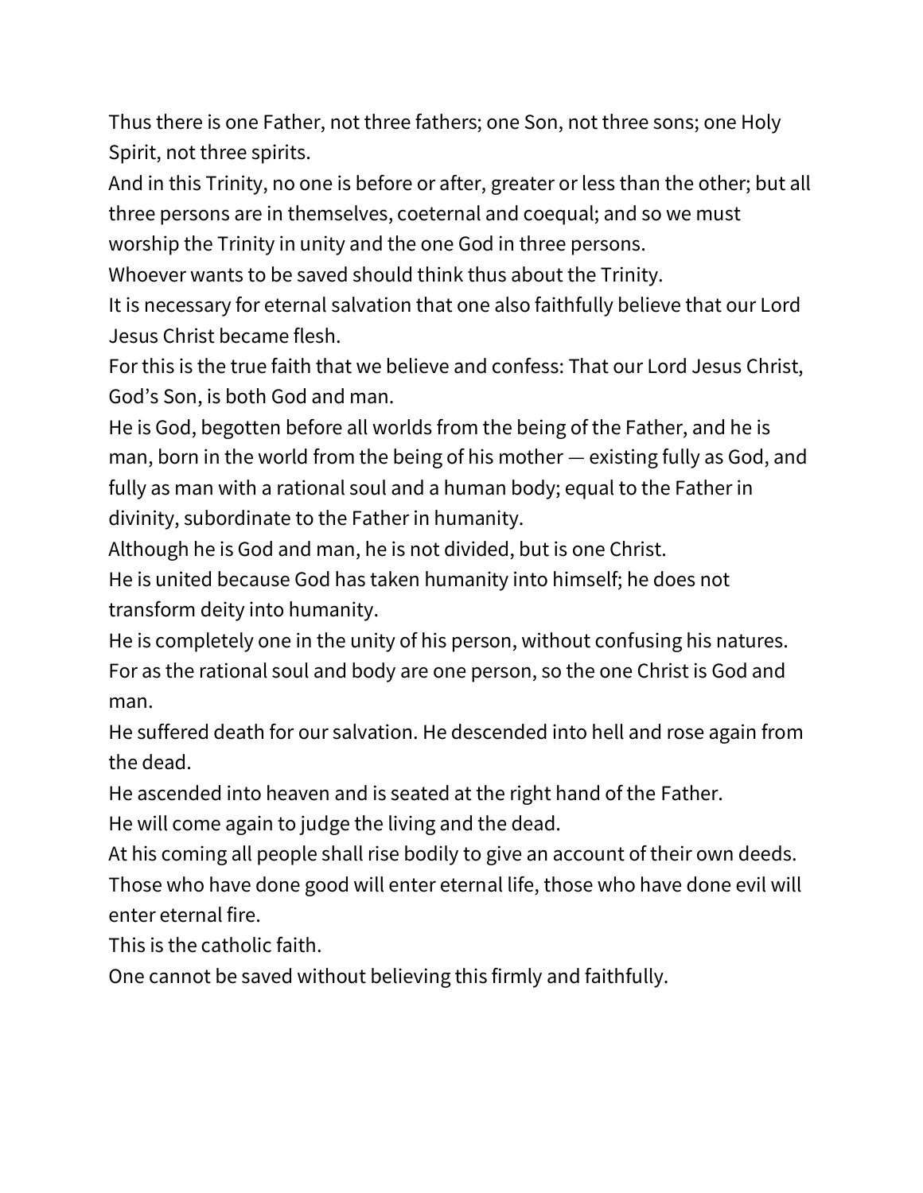Thus there is one Father, not three fathers; one Son, not three sons; one Holy Spirit, not three spirits.

And in this Trinity, no one is before or after, greater or less than the other; but all three persons are in themselves, coeternal and coequal; and so we must worship the Trinity in unity and the one God in three persons.

Whoever wants to be saved should think thus about the Trinity.

It is necessary for eternal salvation that one also faithfully believe that our Lord Jesus Christ became flesh.

For this is the true faith that we believe and confess: That our Lord Jesus Christ, God's Son, is both God and man.

He is God, begotten before all worlds from the being of the Father, and he is man, born in the world from the being of his mother — existing fully as God, and fully as man with a rational soul and a human body; equal to the Father in divinity, subordinate to the Father in humanity.

Although he is God and man, he is not divided, but is one Christ.

He is united because God has taken humanity into himself; he does not transform deity into humanity.

He is completely one in the unity of his person, without confusing his natures.

For as the rational soul and body are one person, so the one Christ is God and man.

He suffered death for our salvation. He descended into hell and rose again from the dead.

He ascended into heaven and is seated at the right hand of the Father.

He will come again to judge the living and the dead.

At his coming all people shall rise bodily to give an account of their own deeds.

Those who have done good will enter eternal life, those who have done evil will enter eternal fire.

This is the catholic faith.

One cannot be saved without believing this firmly and faithfully.